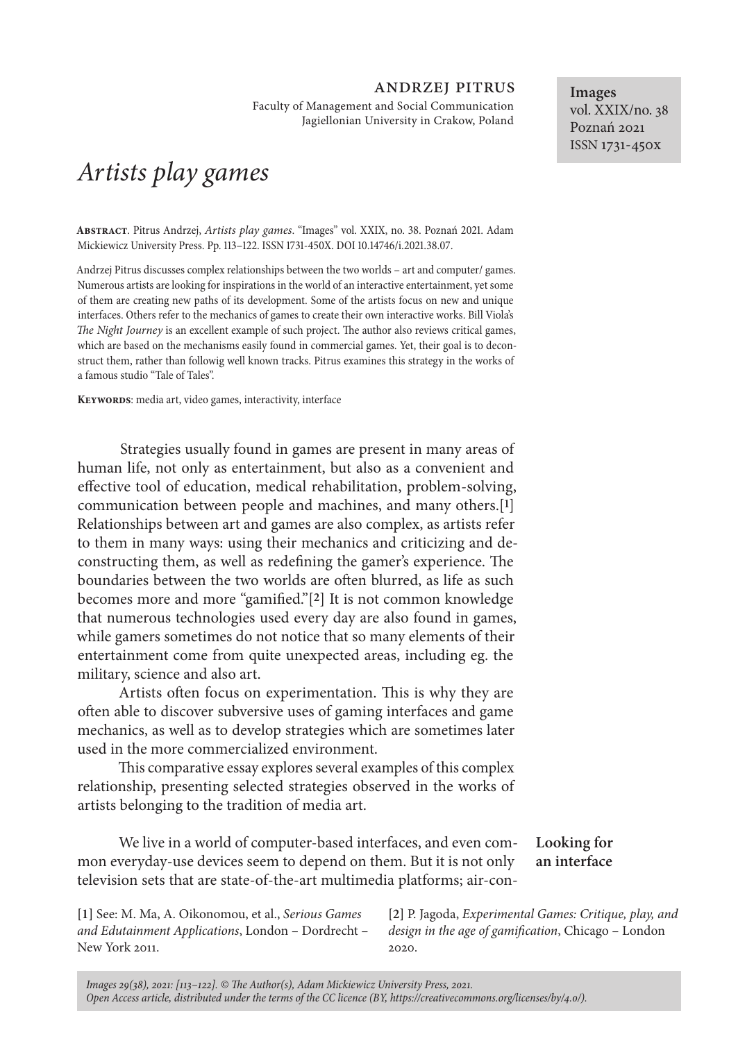ANDRZEJ PITRUS

Faculty of Management and Social Communication
Jagiellonian University in Crakow, Poland

**Images**
vol. XXIX/no. 38
Poznań 2021
ISSN 1731-450X

# *Artists play games*

**Abstract**. Pitrus Andrzej, *Artists play games*. "Images" vol. XXIX, no. 38. Poznań 2021. Adam Mickiewicz University Press. Pp. 113–122. ISSN 1731-450X. DOI 10.14746/i.2021.38.07.

Andrzej Pitrus discusses complex relationships between the two worlds – art and computer/ games. Numerous artists are looking for inspirations in the world of an interactive entertainment, yet some of them are creating new paths of its development. Some of the artists focus on new and unique interfaces. Others refer to the mechanics of games to create their own interactive works. Bill Viola's *The Night Journey* is an excellent example of such project. The author also reviews critical games, which are based on the mechanisms easily found in commercial games. Yet, their goal is to deconstruct them, rather than followig well known tracks. Pitrus examines this strategy in the works of a famous studio "Tale of Tales".

**Keywords**: media art, video games, interactivity, interface

Strategies usually found in games are present in many areas of human life, not only as entertainment, but also as a convenient and effective tool of education, medical rehabilitation, problem-solving, communication between people and machines, and many others.[1] Relationships between art and games are also complex, as artists refer to them in many ways: using their mechanics and criticizing and deconstructing them, as well as redefining the gamer's experience. The boundaries between the two worlds are often blurred, as life as such becomes more and more "gamified."[2] It is not common knowledge that numerous technologies used every day are also found in games, while gamers sometimes do not notice that so many elements of their entertainment come from quite unexpected areas, including eg. the military, science and also art.

Artists often focus on experimentation. This is why they are often able to discover subversive uses of gaming interfaces and game mechanics, as well as to develop strategies which are sometimes later used in the more commercialized environment.

This comparative essay explores several examples of this complex relationship, presenting selected strategies observed in the works of artists belonging to the tradition of media art.

## Looking for an interface

We live in a world of computer-based interfaces, and even common everyday-use devices seem to depend on them. But it is not only television sets that are state-of-the-art multimedia platforms; air-con-

[1] See: M. Ma, A. Oikonomou, et al., *Serious Games and Edutainment Applications*, London – Dordrecht – New York 2011.

[2] P. Jagoda, *Experimental Games: Critique, play, and design in the age of gamification*, Chicago – London 2020.

*Images 29(38), 2021: [113–122]. © The Author(s), Adam Mickiewicz University Press, 2021. Open Access article, distributed under the terms of the CC licence (BY, https://creativecommons.org/licenses/by/4.0/).*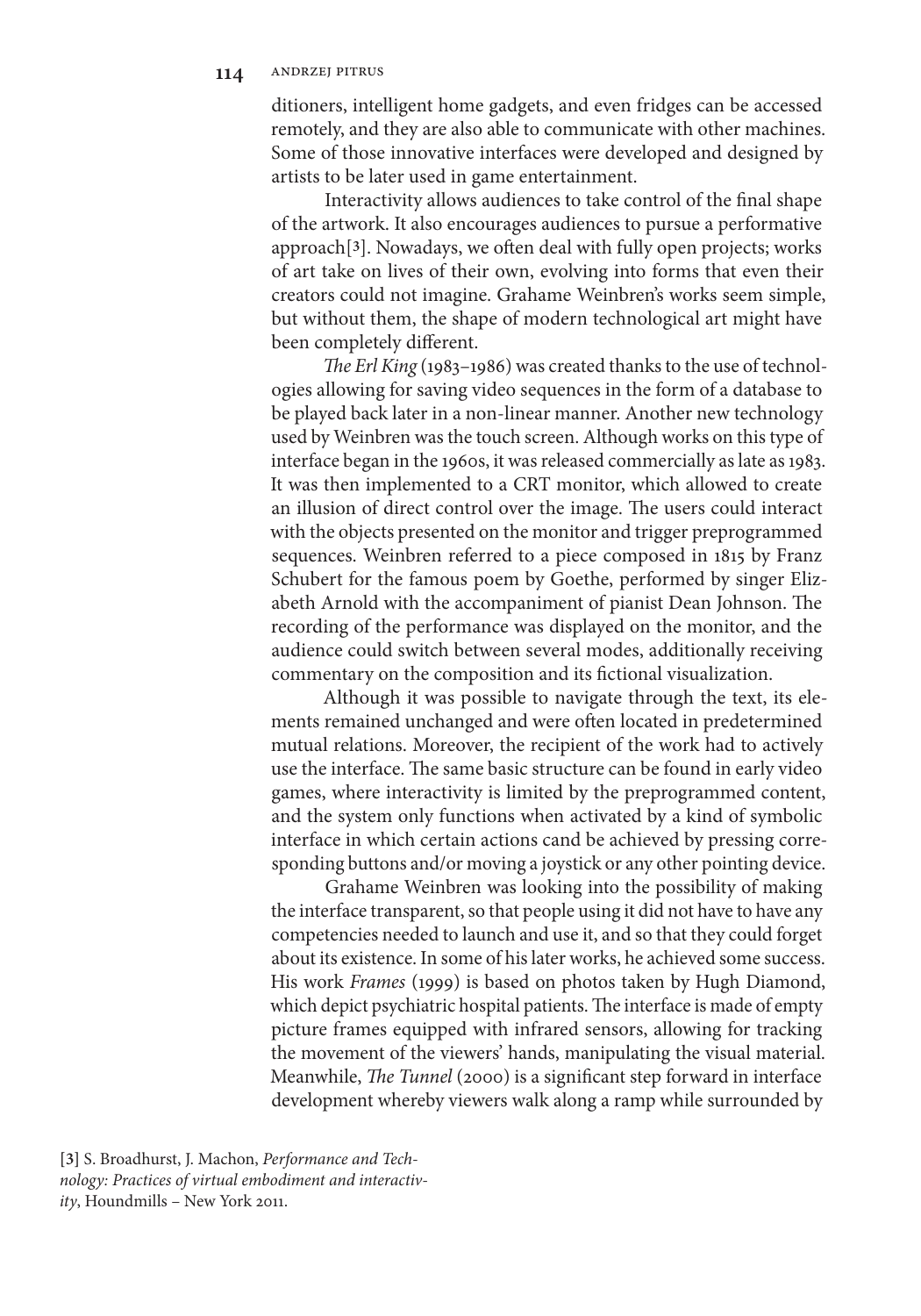ditioners, intelligent home gadgets, and even fridges can be accessed remotely, and they are also able to communicate with other machines. Some of those innovative interfaces were developed and designed by artists to be later used in game entertainment.

Interactivity allows audiences to take control of the final shape of the artwork. It also encourages audiences to pursue a performative approach[3]. Nowadays, we often deal with fully open projects; works of art take on lives of their own, evolving into forms that even their creators could not imagine. Grahame Weinbren's works seem simple, but without them, the shape of modern technological art might have been completely different.

*The Erl King* (1983–1986) was created thanks to the use of technologies allowing for saving video sequences in the form of a database to be played back later in a non-linear manner. Another new technology used by Weinbren was the touch screen. Although works on this type of interface began in the 1960s, it was released commercially as late as 1983. It was then implemented to a CRT monitor, which allowed to create an illusion of direct control over the image. The users could interact with the objects presented on the monitor and trigger preprogrammed sequences. Weinbren referred to a piece composed in 1815 by Franz Schubert for the famous poem by Goethe, performed by singer Elizabeth Arnold with the accompaniment of pianist Dean Johnson. The recording of the performance was displayed on the monitor, and the audience could switch between several modes, additionally receiving commentary on the composition and its fictional visualization.

Although it was possible to navigate through the text, its elements remained unchanged and were often located in predetermined mutual relations. Moreover, the recipient of the work had to actively use the interface. The same basic structure can be found in early video games, where interactivity is limited by the preprogrammed content, and the system only functions when activated by a kind of symbolic interface in which certain actions cand be achieved by pressing corresponding buttons and/or moving a joystick or any other pointing device.

Grahame Weinbren was looking into the possibility of making the interface transparent, so that people using it did not have to have any competencies needed to launch and use it, and so that they could forget about its existence. In some of his later works, he achieved some success. His work *Frames* (1999) is based on photos taken by Hugh Diamond, which depict psychiatric hospital patients. The interface is made of empty picture frames equipped with infrared sensors, allowing for tracking the movement of the viewers' hands, manipulating the visual material. Meanwhile, *The Tunnel* (2000) is a significant step forward in interface development whereby viewers walk along a ramp while surrounded by

[3] S. Broadhurst, J. Machon, *Performance and Technology: Practices of virtual embodiment and interactivity*, Houndmills – New York 2011.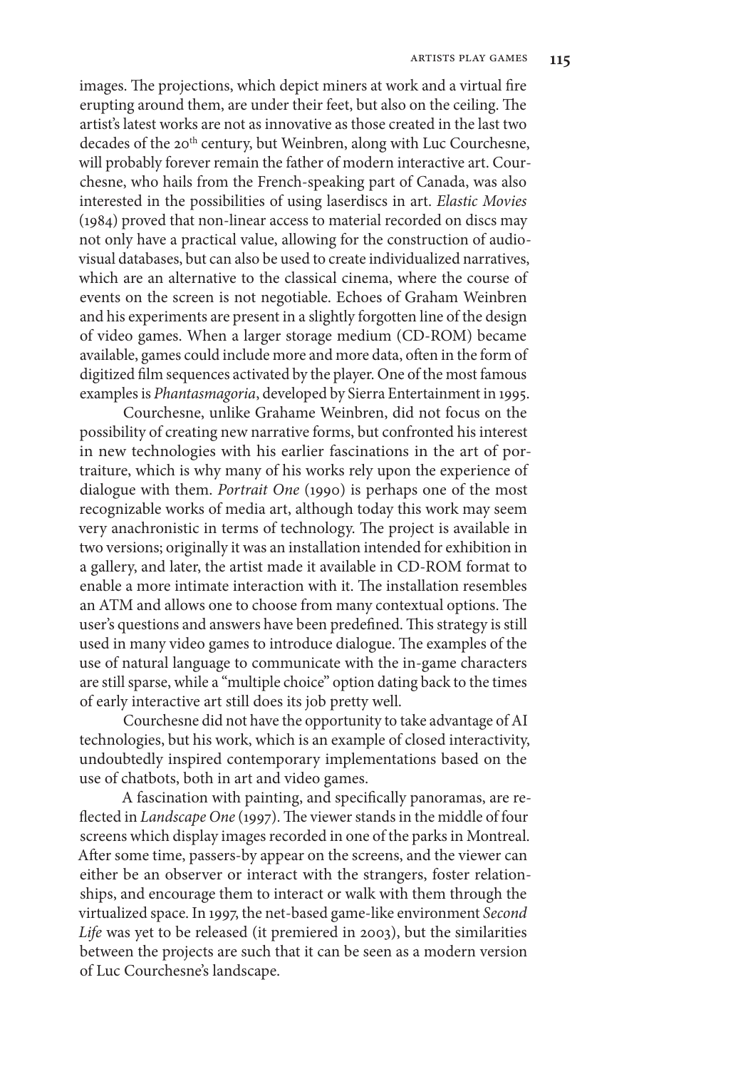images. The projections, which depict miners at work and a virtual fire erupting around them, are under their feet, but also on the ceiling. The artist's latest works are not as innovative as those created in the last two decades of the 20th century, but Weinbren, along with Luc Courchesne, will probably forever remain the father of modern interactive art. Courchesne, who hails from the French-speaking part of Canada, was also interested in the possibilities of using laserdiscs in art. *Elastic Movies* (1984) proved that non-linear access to material recorded on discs may not only have a practical value, allowing for the construction of audiovisual databases, but can also be used to create individualized narratives, which are an alternative to the classical cinema, where the course of events on the screen is not negotiable. Echoes of Graham Weinbren and his experiments are present in a slightly forgotten line of the design of video games. When a larger storage medium (CD-ROM) became available, games could include more and more data, often in the form of digitized film sequences activated by the player. One of the most famous examples is *Phantasmagoria*, developed by Sierra Entertainment in 1995.

Courchesne, unlike Grahame Weinbren, did not focus on the possibility of creating new narrative forms, but confronted his interest in new technologies with his earlier fascinations in the art of portraiture, which is why many of his works rely upon the experience of dialogue with them. *Portrait One* (1990) is perhaps one of the most recognizable works of media art, although today this work may seem very anachronistic in terms of technology. The project is available in two versions; originally it was an installation intended for exhibition in a gallery, and later, the artist made it available in CD-ROM format to enable a more intimate interaction with it. The installation resembles an ATM and allows one to choose from many contextual options. The user's questions and answers have been predefined. This strategy is still used in many video games to introduce dialogue. The examples of the use of natural language to communicate with the in-game characters are still sparse, while a "multiple choice" option dating back to the times of early interactive art still does its job pretty well.

Courchesne did not have the opportunity to take advantage of AI technologies, but his work, which is an example of closed interactivity, undoubtedly inspired contemporary implementations based on the use of chatbots, both in art and video games.

A fascination with painting, and specifically panoramas, are reflected in *Landscape One* (1997). The viewer stands in the middle of four screens which display images recorded in one of the parks in Montreal. After some time, passers-by appear on the screens, and the viewer can either be an observer or interact with the strangers, foster relationships, and encourage them to interact or walk with them through the virtualized space. In 1997, the net-based game-like environment *Second Life* was yet to be released (it premiered in 2003), but the similarities between the projects are such that it can be seen as a modern version of Luc Courchesne's landscape.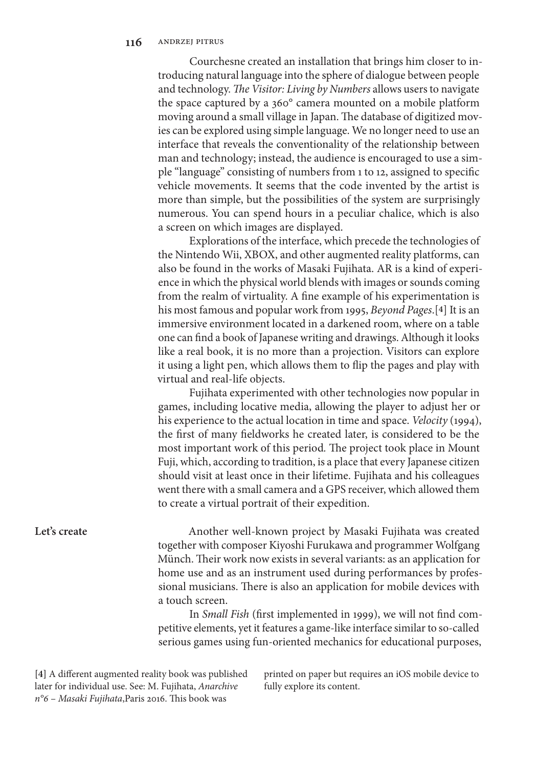Courchesne created an installation that brings him closer to introducing natural language into the sphere of dialogue between people and technology. *The Visitor: Living by Numbers* allows users to navigate the space captured by a 360° camera mounted on a mobile platform moving around a small village in Japan. The database of digitized movies can be explored using simple language. We no longer need to use an interface that reveals the conventionality of the relationship between man and technology; instead, the audience is encouraged to use a simple "language" consisting of numbers from 1 to 12, assigned to specific vehicle movements. It seems that the code invented by the artist is more than simple, but the possibilities of the system are surprisingly numerous. You can spend hours in a peculiar chalice, which is also a screen on which images are displayed.

Explorations of the interface, which precede the technologies of the Nintendo Wii, XBOX, and other augmented reality platforms, can also be found in the works of Masaki Fujihata. AR is a kind of experience in which the physical world blends with images or sounds coming from the realm of virtuality. A fine example of his experimentation is his most famous and popular work from 1995, *Beyond Pages*.[4] It is an immersive environment located in a darkened room, where on a table one can find a book of Japanese writing and drawings. Although it looks like a real book, it is no more than a projection. Visitors can explore it using a light pen, which allows them to flip the pages and play with virtual and real-life objects.

Fujihata experimented with other technologies now popular in games, including locative media, allowing the player to adjust her or his experience to the actual location in time and space. *Velocity* (1994), the first of many fieldworks he created later, is considered to be the most important work of this period. The project took place in Mount Fuji, which, according to tradition, is a place that every Japanese citizen should visit at least once in their lifetime. Fujihata and his colleagues went there with a small camera and a GPS receiver, which allowed them to create a virtual portrait of their expedition.

**Let's create**

Another well-known project by Masaki Fujihata was created together with composer Kiyoshi Furukawa and programmer Wolfgang Münch. Their work now exists in several variants: as an application for home use and as an instrument used during performances by professional musicians. There is also an application for mobile devices with a touch screen.

In *Small Fish* (first implemented in 1999), we will not find competitive elements, yet it features a game-like interface similar to so-called serious games using fun-oriented mechanics for educational purposes,

[4] A different augmented reality book was published later for individual use. See: M. Fujihata, *Anarchive n°6 – Masaki Fujihata*, Paris 2016. This book was printed on paper but requires an iOS mobile device to fully explore its content.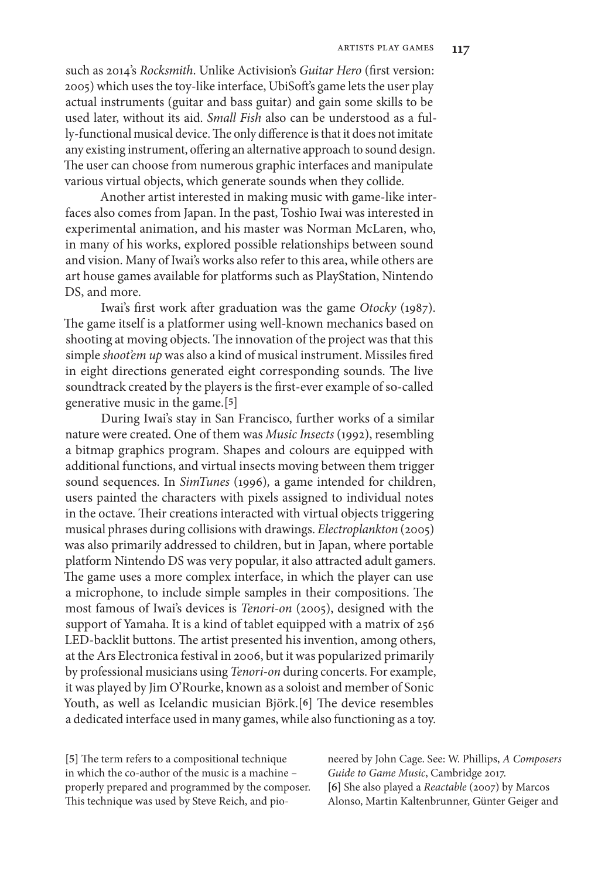such as 2014's *Rocksmith*. Unlike Activision's *Guitar Hero* (first version: 2005) which uses the toy-like interface, UbiSoft's game lets the user play actual instruments (guitar and bass guitar) and gain some skills to be used later, without its aid. *Small Fish* also can be understood as a fully-functional musical device. The only difference is that it does not imitate any existing instrument, offering an alternative approach to sound design. The user can choose from numerous graphic interfaces and manipulate various virtual objects, which generate sounds when they collide.

Another artist interested in making music with game-like interfaces also comes from Japan. In the past, Toshio Iwai was interested in experimental animation, and his master was Norman McLaren, who, in many of his works, explored possible relationships between sound and vision. Many of Iwai's works also refer to this area, while others are art house games available for platforms such as PlayStation, Nintendo DS, and more.

Iwai's first work after graduation was the game *Otocky* (1987). The game itself is a platformer using well-known mechanics based on shooting at moving objects. The innovation of the project was that this simple *shoot'em up* was also a kind of musical instrument. Missiles fired in eight directions generated eight corresponding sounds. The live soundtrack created by the players is the first-ever example of so-called generative music in the game.[5]

During Iwai's stay in San Francisco, further works of a similar nature were created. One of them was *Music Insects* (1992), resembling a bitmap graphics program. Shapes and colours are equipped with additional functions, and virtual insects moving between them trigger sound sequences. In *SimTunes* (1996), a game intended for children, users painted the characters with pixels assigned to individual notes in the octave. Their creations interacted with virtual objects triggering musical phrases during collisions with drawings. *Electroplankton* (2005) was also primarily addressed to children, but in Japan, where portable platform Nintendo DS was very popular, it also attracted adult gamers. The game uses a more complex interface, in which the player can use a microphone, to include simple samples in their compositions. The most famous of Iwai's devices is *Tenori-on* (2005), designed with the support of Yamaha. It is a kind of tablet equipped with a matrix of 256 LED-backlit buttons. The artist presented his invention, among others, at the Ars Electronica festival in 2006, but it was popularized primarily by professional musicians using *Tenori-on* during concerts. For example, it was played by Jim O'Rourke, known as a soloist and member of Sonic Youth, as well as Icelandic musician Björk.[6] The device resembles a dedicated interface used in many games, while also functioning as a toy.

[5] The term refers to a compositional technique in which the co-author of the music is a machine – properly prepared and programmed by the composer. This technique was used by Steve Reich, and pioneered by John Cage. See: W. Phillips, *A Composers Guide to Game Music*, Cambridge 2017.

[6] She also played a *Reactable* (2007) by Marcos Alonso, Martin Kaltenbrunner, Günter Geiger and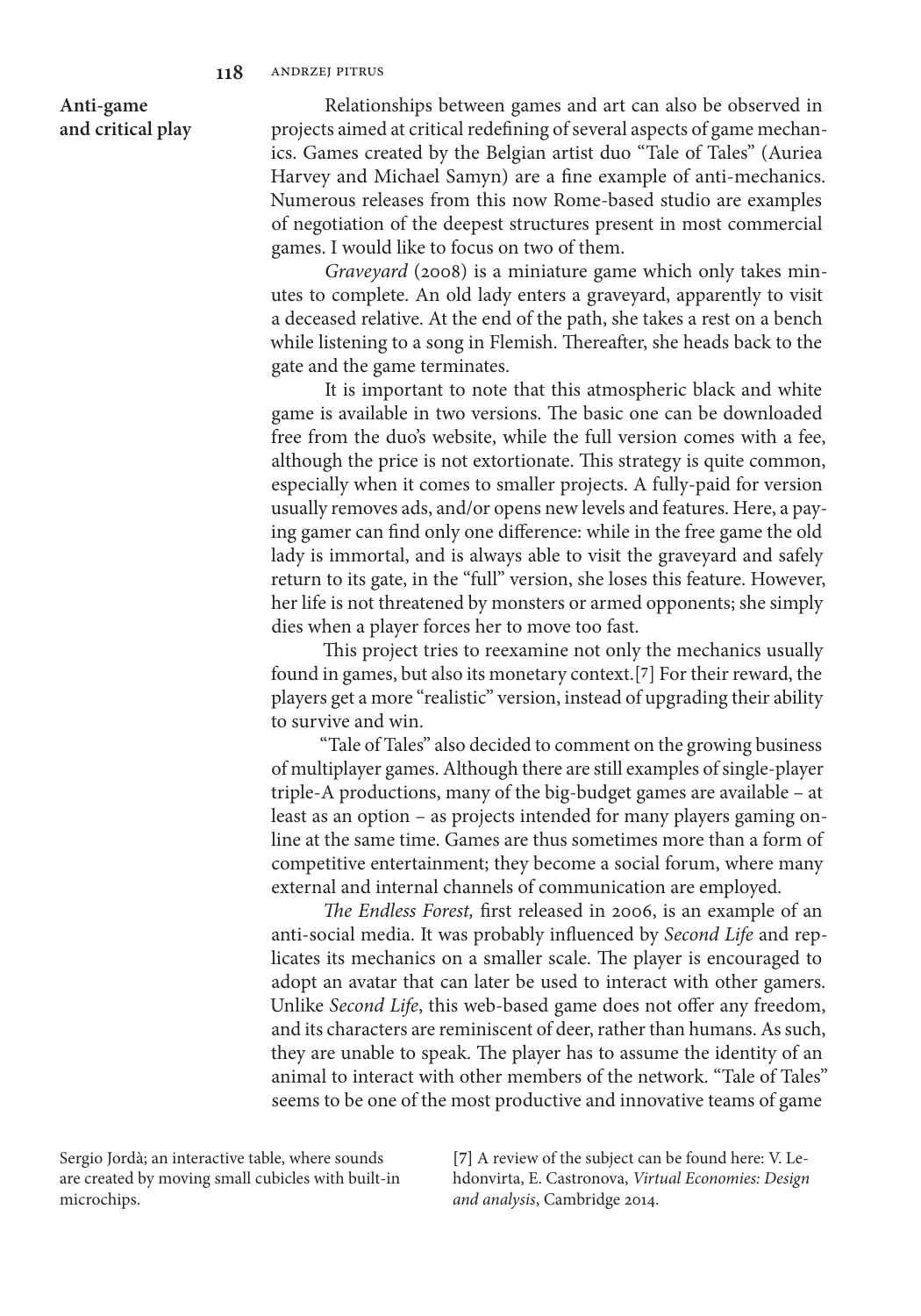## Anti-game and critical play

Relationships between games and art can also be observed in projects aimed at critical redefining of several aspects of game mechanics. Games created by the Belgian artist duo "Tale of Tales" (Auriea Harvey and Michael Samyn) are a fine example of anti-mechanics. Numerous releases from this now Rome-based studio are examples of negotiation of the deepest structures present in most commercial games. I would like to focus on two of them.

*Graveyard* (2008) is a miniature game which only takes minutes to complete. An old lady enters a graveyard, apparently to visit a deceased relative. At the end of the path, she takes a rest on a bench while listening to a song in Flemish. Thereafter, she heads back to the gate and the game terminates.

It is important to note that this atmospheric black and white game is available in two versions. The basic one can be downloaded free from the duo's website, while the full version comes with a fee, although the price is not extortionate. This strategy is quite common, especially when it comes to smaller projects. A fully-paid for version usually removes ads, and/or opens new levels and features. Here, a paying gamer can find only one difference: while in the free game the old lady is immortal, and is always able to visit the graveyard and safely return to its gate, in the "full" version, she loses this feature. However, her life is not threatened by monsters or armed opponents; she simply dies when a player forces her to move too fast.

This project tries to reexamine not only the mechanics usually found in games, but also its monetary context.[7] For their reward, the players get a more "realistic" version, instead of upgrading their ability to survive and win.

"Tale of Tales" also decided to comment on the growing business of multiplayer games. Although there are still examples of single-player triple-A productions, many of the big-budget games are available – at least as an option – as projects intended for many players gaming online at the same time. Games are thus sometimes more than a form of competitive entertainment; they become a social forum, where many external and internal channels of communication are employed.

*The Endless Forest,* first released in 2006, is an example of an anti-social media. It was probably influenced by *Second Life* and replicates its mechanics on a smaller scale. The player is encouraged to adopt an avatar that can later be used to interact with other gamers. Unlike *Second Life*, this web-based game does not offer any freedom, and its characters are reminiscent of deer, rather than humans. As such, they are unable to speak. The player has to assume the identity of an animal to interact with other members of the network. "Tale of Tales" seems to be one of the most productive and innovative teams of game

Sergio Jordà; an interactive table, where sounds are created by moving small cubicles with built-in microchips.

[7] A review of the subject can be found here: V. Lehdonvirta, E. Castronova, *Virtual Economies: Design and analysis*, Cambridge 2014.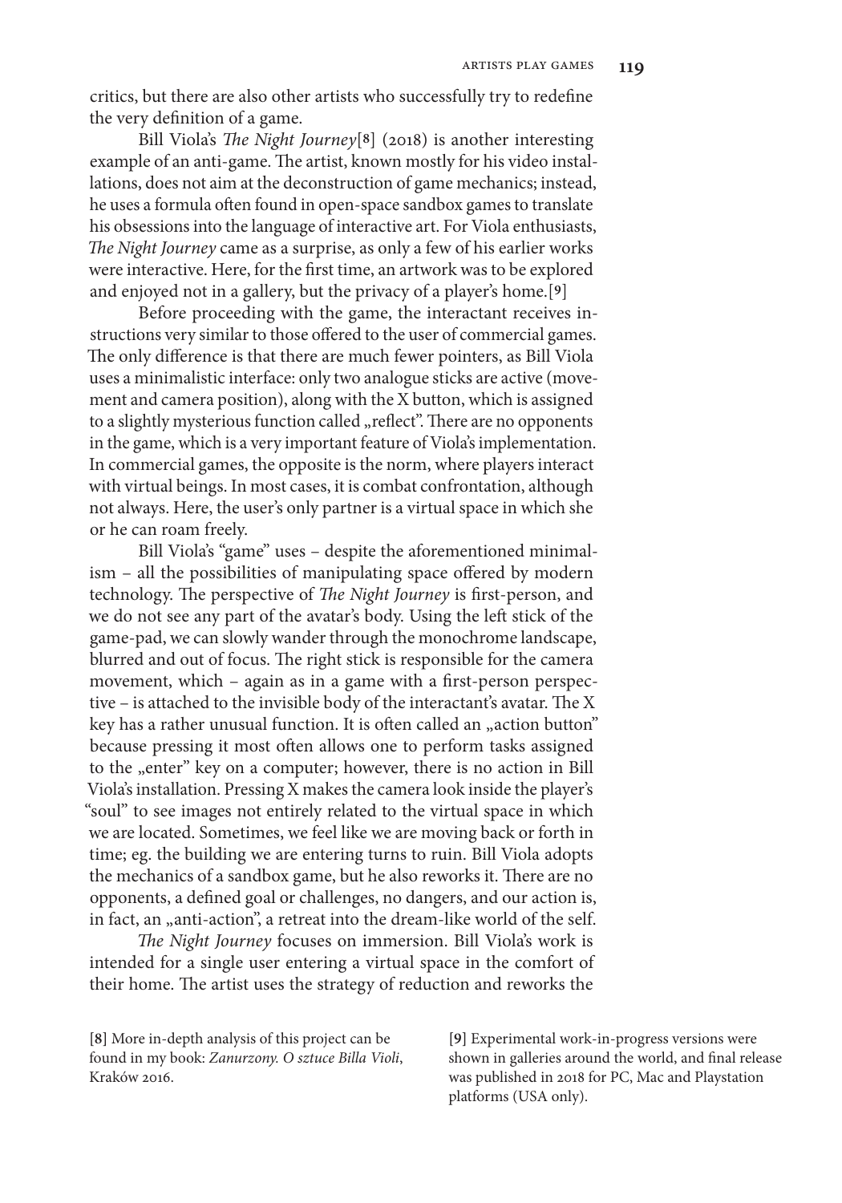critics, but there are also other artists who successfully try to redefine the very definition of a game.

Bill Viola's *The Night Journey*[8] (2018) is another interesting example of an anti-game. The artist, known mostly for his video installations, does not aim at the deconstruction of game mechanics; instead, he uses a formula often found in open-space sandbox games to translate his obsessions into the language of interactive art. For Viola enthusiasts, *The Night Journey* came as a surprise, as only a few of his earlier works were interactive. Here, for the first time, an artwork was to be explored and enjoyed not in a gallery, but the privacy of a player's home.[9]

Before proceeding with the game, the interactant receives instructions very similar to those offered to the user of commercial games. The only difference is that there are much fewer pointers, as Bill Viola uses a minimalistic interface: only two analogue sticks are active (movement and camera position), along with the X button, which is assigned to a slightly mysterious function called „reflect". There are no opponents in the game, which is a very important feature of Viola's implementation. In commercial games, the opposite is the norm, where players interact with virtual beings. In most cases, it is combat confrontation, although not always. Here, the user's only partner is a virtual space in which she or he can roam freely.

Bill Viola's "game" uses – despite the aforementioned minimalism – all the possibilities of manipulating space offered by modern technology. The perspective of *The Night Journey* is first-person, and we do not see any part of the avatar's body. Using the left stick of the game-pad, we can slowly wander through the monochrome landscape, blurred and out of focus. The right stick is responsible for the camera movement, which – again as in a game with a first-person perspective – is attached to the invisible body of the interactant's avatar. The X key has a rather unusual function. It is often called an „action button" because pressing it most often allows one to perform tasks assigned to the „enter" key on a computer; however, there is no action in Bill Viola's installation. Pressing X makes the camera look inside the player's "soul" to see images not entirely related to the virtual space in which we are located. Sometimes, we feel like we are moving back or forth in time; eg. the building we are entering turns to ruin. Bill Viola adopts the mechanics of a sandbox game, but he also reworks it. There are no opponents, a defined goal or challenges, no dangers, and our action is, in fact, an „anti-action", a retreat into the dream-like world of the self.

*The Night Journey* focuses on immersion. Bill Viola's work is intended for a single user entering a virtual space in the comfort of their home. The artist uses the strategy of reduction and reworks the

[8] More in-depth analysis of this project can be found in my book: *Zanurzony. O sztuce Billa Violi*, Kraków 2016.

[9] Experimental work-in-progress versions were shown in galleries around the world, and final release was published in 2018 for PC, Mac and Playstation platforms (USA only).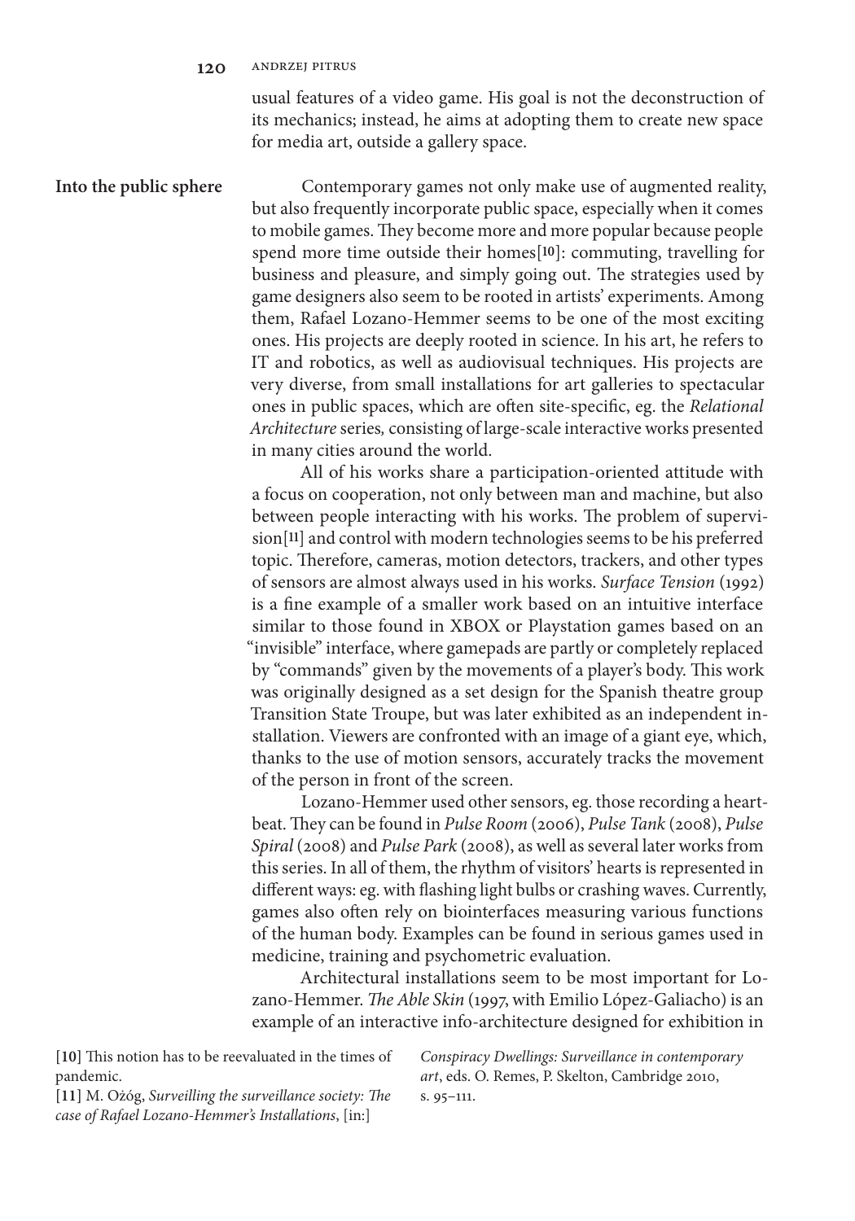usual features of a video game. His goal is not the deconstruction of its mechanics; instead, he aims at adopting them to create new space for media art, outside a gallery space.

## Into the public sphere

Contemporary games not only make use of augmented reality, but also frequently incorporate public space, especially when it comes to mobile games. They become more and more popular because people spend more time outside their homes[10]: commuting, travelling for business and pleasure, and simply going out. The strategies used by game designers also seem to be rooted in artists' experiments. Among them, Rafael Lozano-Hemmer seems to be one of the most exciting ones. His projects are deeply rooted in science. In his art, he refers to IT and robotics, as well as audiovisual techniques. His projects are very diverse, from small installations for art galleries to spectacular ones in public spaces, which are often site-specific, eg. the *Relational Architecture* series*,* consisting of large-scale interactive works presented in many cities around the world.

All of his works share a participation-oriented attitude with a focus on cooperation, not only between man and machine, but also between people interacting with his works. The problem of supervision[11] and control with modern technologies seems to be his preferred topic. Therefore, cameras, motion detectors, trackers, and other types of sensors are almost always used in his works. *Surface Tension* (1992) is a fine example of a smaller work based on an intuitive interface similar to those found in XBOX or Playstation games based on an "invisible" interface, where gamepads are partly or completely replaced by "commands" given by the movements of a player's body. This work was originally designed as a set design for the Spanish theatre group Transition State Troupe, but was later exhibited as an independent installation. Viewers are confronted with an image of a giant eye, which, thanks to the use of motion sensors, accurately tracks the movement of the person in front of the screen.

Lozano-Hemmer used other sensors, eg. those recording a heartbeat. They can be found in *Pulse Room* (2006), *Pulse Tank* (2008), *Pulse Spiral* (2008) and *Pulse Park* (2008), as well as several later works from this series. In all of them, the rhythm of visitors' hearts is represented in different ways: eg. with flashing light bulbs or crashing waves. Currently, games also often rely on biointerfaces measuring various functions of the human body. Examples can be found in serious games used in medicine, training and psychometric evaluation.

Architectural installations seem to be most important for Lozano-Hemmer. *The Able Skin* (1997, with Emilio López-Galiacho) is an example of an interactive info-architecture designed for exhibition in

[10] This notion has to be reevaluated in the times of pandemic.

[11] M. Ożóg, *Surveilling the surveillance society: The case of Rafael Lozano-Hemmer's Installations*, [in:] *Conspiracy Dwellings: Surveillance in contemporary art*, eds. O. Remes, P. Skelton, Cambridge 2010, s. 95–111.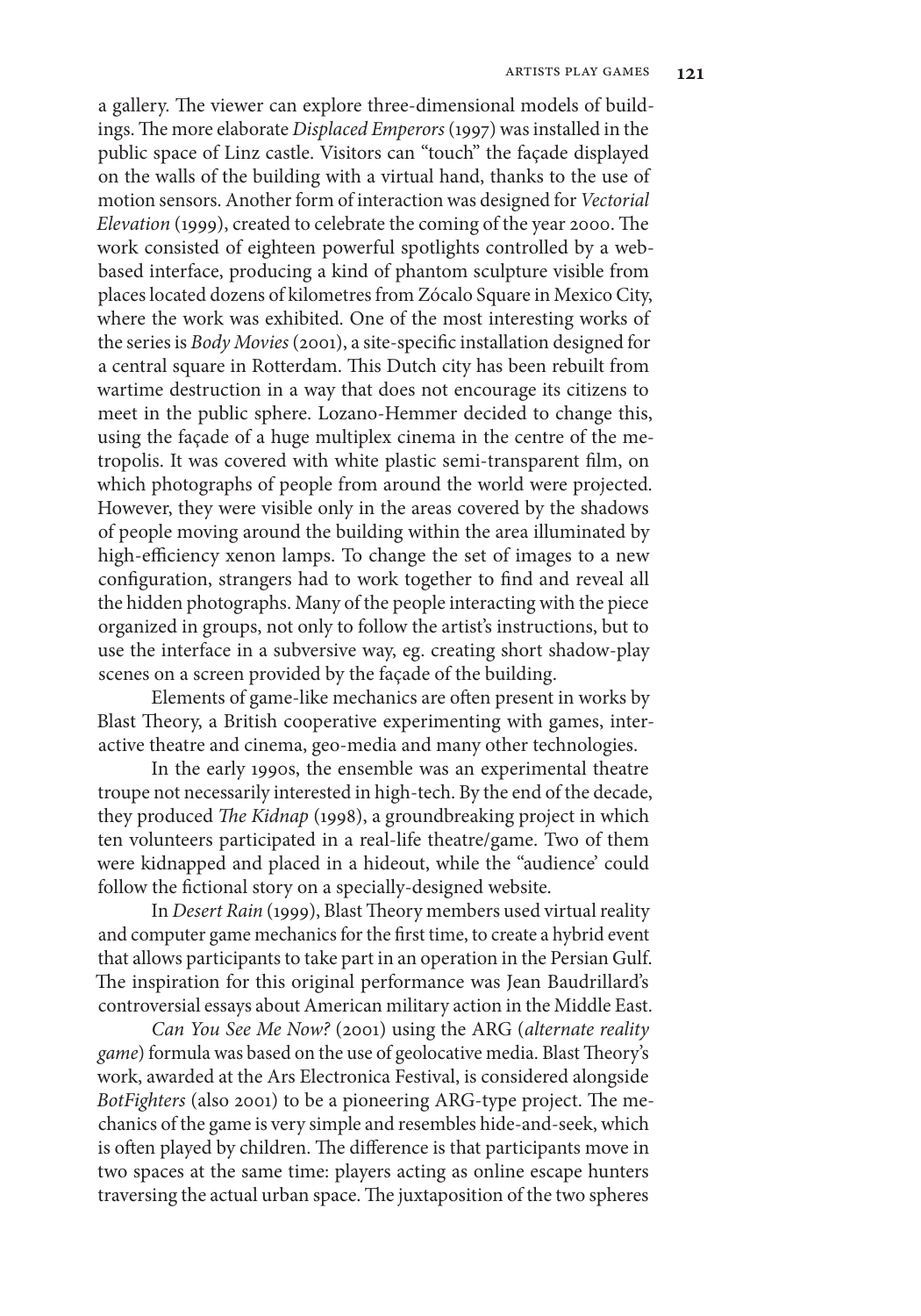a gallery. The viewer can explore three-dimensional models of buildings. The more elaborate *Displaced Emperors* (1997) was installed in the public space of Linz castle. Visitors can "touch" the façade displayed on the walls of the building with a virtual hand, thanks to the use of motion sensors. Another form of interaction was designed for *Vectorial Elevation* (1999), created to celebrate the coming of the year 2000. The work consisted of eighteen powerful spotlights controlled by a web-based interface, producing a kind of phantom sculpture visible from places located dozens of kilometres from Zócalo Square in Mexico City, where the work was exhibited. One of the most interesting works of the series is *Body Movies* (2001), a site-specific installation designed for a central square in Rotterdam. This Dutch city has been rebuilt from wartime destruction in a way that does not encourage its citizens to meet in the public sphere. Lozano-Hemmer decided to change this, using the façade of a huge multiplex cinema in the centre of the metropolis. It was covered with white plastic semi-transparent film, on which photographs of people from around the world were projected. However, they were visible only in the areas covered by the shadows of people moving around the building within the area illuminated by high-efficiency xenon lamps. To change the set of images to a new configuration, strangers had to work together to find and reveal all the hidden photographs. Many of the people interacting with the piece organized in groups, not only to follow the artist's instructions, but to use the interface in a subversive way, eg. creating short shadow-play scenes on a screen provided by the façade of the building.

Elements of game-like mechanics are often present in works by Blast Theory, a British cooperative experimenting with games, interactive theatre and cinema, geo-media and many other technologies.

In the early 1990s, the ensemble was an experimental theatre troupe not necessarily interested in high-tech. By the end of the decade, they produced *The Kidnap* (1998), a groundbreaking project in which ten volunteers participated in a real-life theatre/game. Two of them were kidnapped and placed in a hideout, while the "audience' could follow the fictional story on a specially-designed website.

In *Desert Rain* (1999), Blast Theory members used virtual reality and computer game mechanics for the first time, to create a hybrid event that allows participants to take part in an operation in the Persian Gulf. The inspiration for this original performance was Jean Baudrillard's controversial essays about American military action in the Middle East.

*Can You See Me Now?* (2001) using the ARG (*alternate reality game*) formula was based on the use of geolocative media. Blast Theory's work, awarded at the Ars Electronica Festival, is considered alongside *BotFighters* (also 2001) to be a pioneering ARG-type project. The mechanics of the game is very simple and resembles hide-and-seek, which is often played by children. The difference is that participants move in two spaces at the same time: players acting as online escape hunters traversing the actual urban space. The juxtaposition of the two spheres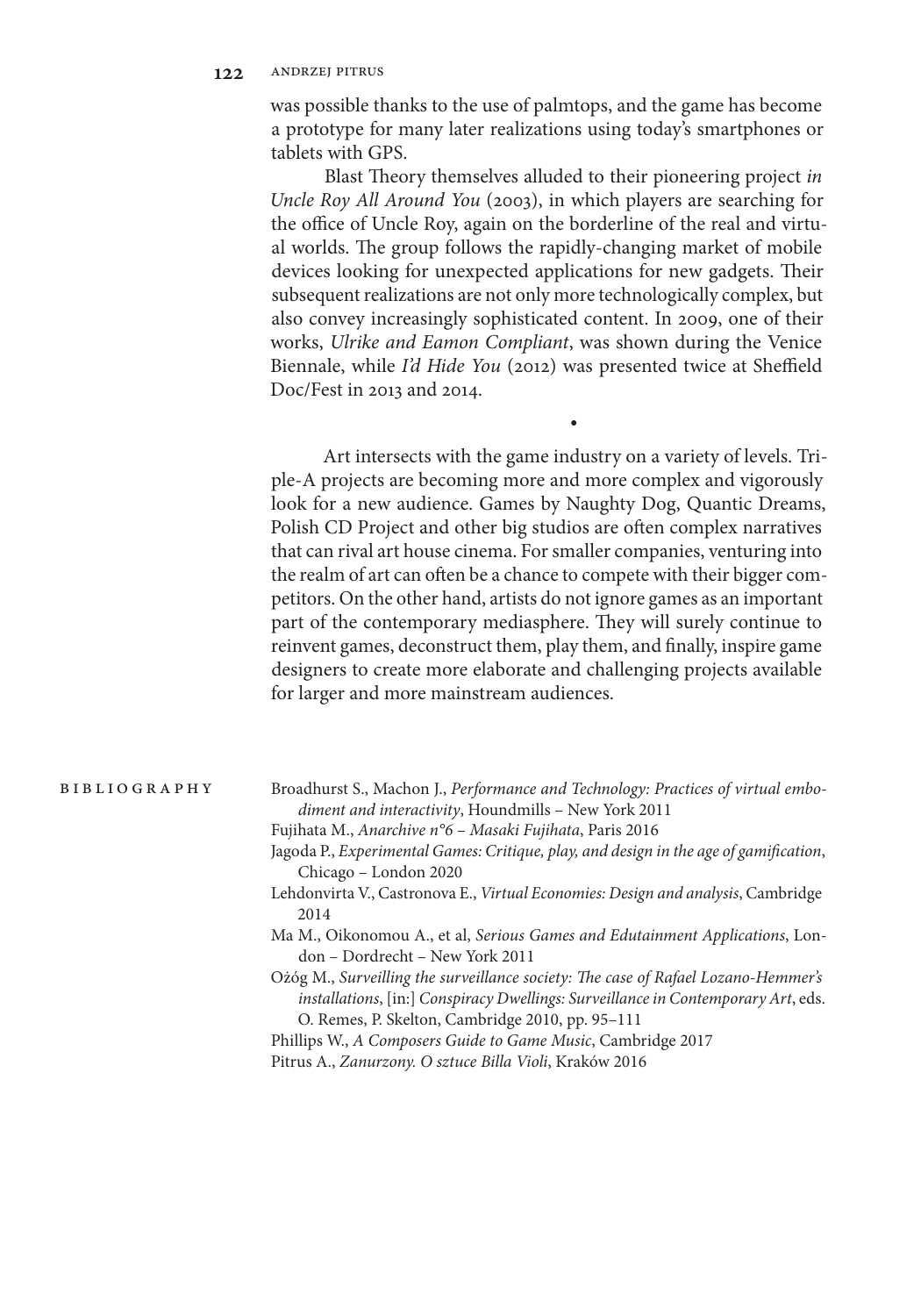was possible thanks to the use of palmtops, and the game has become a prototype for many later realizations using today's smartphones or tablets with GPS.

Blast Theory themselves alluded to their pioneering project *in Uncle Roy All Around You* (2003), in which players are searching for the office of Uncle Roy, again on the borderline of the real and virtual worlds. The group follows the rapidly-changing market of mobile devices looking for unexpected applications for new gadgets. Their subsequent realizations are not only more technologically complex, but also convey increasingly sophisticated content. In 2009, one of their works, *Ulrike and Eamon Compliant*, was shown during the Venice Biennale, while *I'd Hide You* (2012) was presented twice at Sheffield Doc/Fest in 2013 and 2014.

•

Art intersects with the game industry on a variety of levels. Triple-A projects are becoming more and more complex and vigorously look for a new audience. Games by Naughty Dog, Quantic Dreams, Polish CD Project and other big studios are often complex narratives that can rival art house cinema. For smaller companies, venturing into the realm of art can often be a chance to compete with their bigger competitors. On the other hand, artists do not ignore games as an important part of the contemporary mediasphere. They will surely continue to reinvent games, deconstruct them, play them, and finally, inspire game designers to create more elaborate and challenging projects available for larger and more mainstream audiences.

## Bibliography

Broadhurst S., Machon J., *Performance and Technology: Practices of virtual embodiment and interactivity*, Houndmills – New York 2011

Fujihata M., *Anarchive n°6 – Masaki Fujihata*, Paris 2016

Jagoda P., *Experimental Games: Critique, play, and design in the age of gamification*, Chicago – London 2020

Lehdonvirta V., Castronova E., *Virtual Economies: Design and analysis*, Cambridge 2014

Ma M., Oikonomou A., et al, *Serious Games and Edutainment Applications*, London – Dordrecht – New York 2011

Ożóg M., *Surveilling the surveillance society: The case of Rafael Lozano-Hemmer's installations*, [in:] *Conspiracy Dwellings: Surveillance in Contemporary Art*, eds. O. Remes, P. Skelton, Cambridge 2010, pp. 95–111

Phillips W., *A Composers Guide to Game Music*, Cambridge 2017

Pitrus A., *Zanurzony. O sztuce Billa Violi*, Kraków 2016